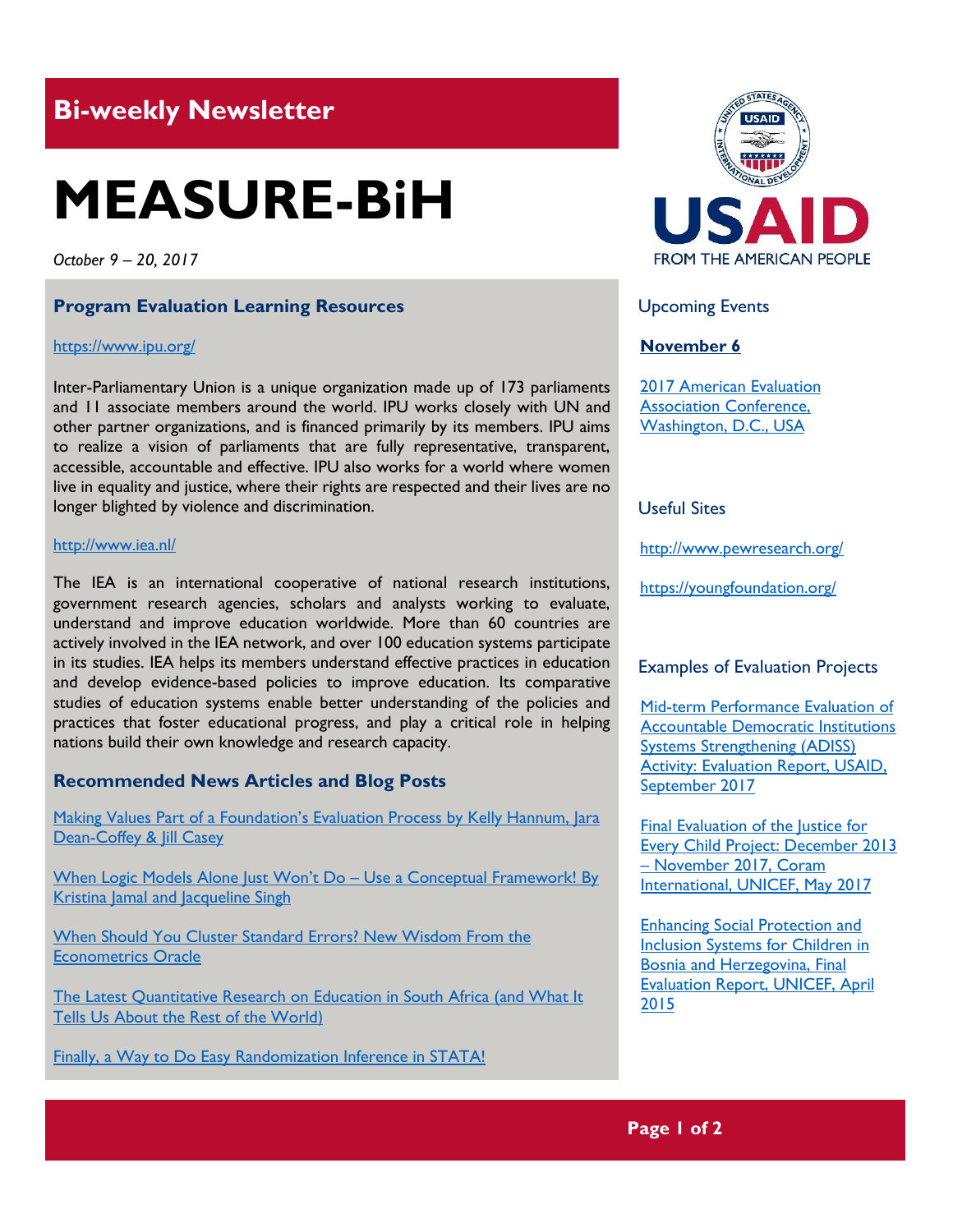## Bi-weekly Newsletter

# MEASURE-BiH

*October 9 – 20, 2017*

### Program Evaluation Learning Resources

[https://www.ipu.org/](https://www.ipu.org/)

Inter-Parliamentary Union is a unique organization made up of 173 parliaments and 11 associate members around the world. IPU works closely with UN and other partner organizations, and is financed primarily by its members. IPU aims to realize a vision of parliaments that are fully representative, transparent, accessible, accountable and effective. IPU also works for a world where women live in equality and justice, where their rights are respected and their lives are no longer blighted by violence and discrimination.

[http://www.iea.nl/](http://www.iea.nl/)

The IEA is an international cooperative of national research institutions, government research agencies, scholars and analysts working to evaluate, understand and improve education worldwide. More than 60 countries are actively involved in the IEA network, and over 100 education systems participate in its studies. IEA helps its members understand effective practices in education and develop evidence-based policies to improve education. Its comparative studies of education systems enable better understanding of the policies and practices that foster educational progress, and play a critical role in helping nations build their own knowledge and research capacity.

### Recommended News Articles and Blog Posts

Making Values Part of a Foundation's Evaluation Process by Kelly Hannum, Jara Dean-Coffey & Jill Casey

When Logic Models Alone Just Won't Do – Use a Conceptual Framework! By Kristina Jamal and Jacqueline Singh

When Should You Cluster Standard Errors? New Wisdom From the Econometrics Oracle

The Latest Quantitative Research on Education in South Africa (and What It Tells Us About the Rest of the World)

Finally, a Way to Do Easy Randomization Inference in STATA!

### Upcoming Events

**November 6**

2017 American Evaluation Association Conference, Washington, D.C., USA

### Useful Sites

[http://www.pewresearch.org/](http://www.pewresearch.org/)

[https://youngfoundation.org/](https://youngfoundation.org/)

### Examples of Evaluation Projects

Mid-term Performance Evaluation of Accountable Democratic Institutions Systems Strengthening (ADISS) Activity: Evaluation Report, USAID, September 2017

Final Evaluation of the Justice for Every Child Project: December 2013 – November 2017, Coram International, UNICEF, May 2017

Enhancing Social Protection and Inclusion Systems for Children in Bosnia and Herzegovina, Final Evaluation Report, UNICEF, April 2015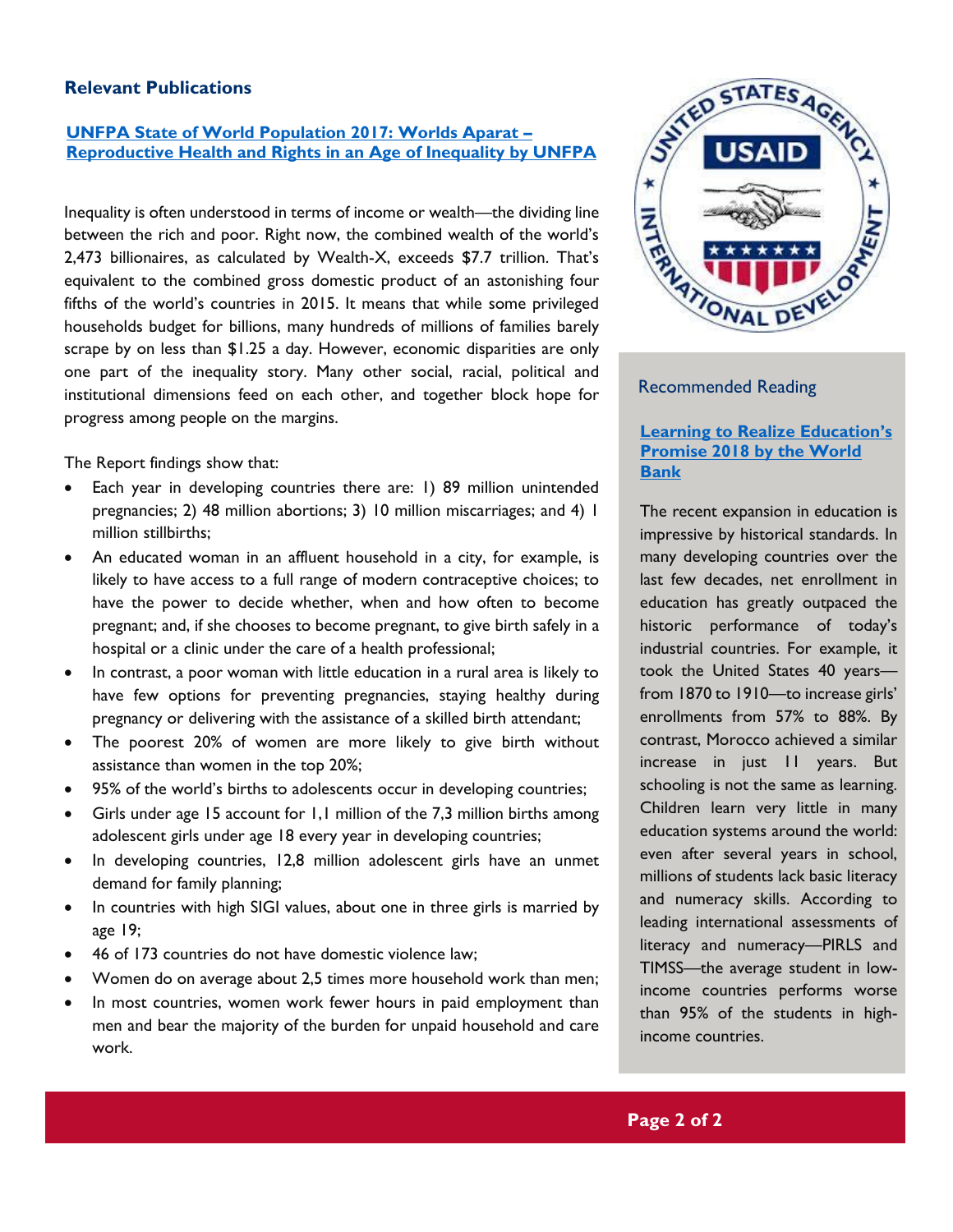## Relevant Publications

### [UNFPA State of World Population 2017: Worlds Aparat – Reproductive Health and Rights in an Age of Inequality by UNFPA]

Inequality is often understood in terms of income or wealth—the dividing line between the rich and poor. Right now, the combined wealth of the world's 2,473 billionaires, as calculated by Wealth-X, exceeds $7.7 trillion. That's equivalent to the combined gross domestic product of an astonishing four fifths of the world's countries in 2015. It means that while some privileged households budget for billions, many hundreds of millions of families barely scrape by on less than $1.25 a day. However, economic disparities are only one part of the inequality story. Many other social, racial, political and institutional dimensions feed on each other, and together block hope for progress among people on the margins.

The Report findings show that:

- Each year in developing countries there are: 1) 89 million unintended pregnancies; 2) 48 million abortions; 3) 10 million miscarriages; and 4) 1 million stillbirths;
- An educated woman in an affluent household in a city, for example, is likely to have access to a full range of modern contraceptive choices; to have the power to decide whether, when and how often to become pregnant; and, if she chooses to become pregnant, to give birth safely in a hospital or a clinic under the care of a health professional;
- In contrast, a poor woman with little education in a rural area is likely to have few options for preventing pregnancies, staying healthy during pregnancy or delivering with the assistance of a skilled birth attendant;
- The poorest 20% of women are more likely to give birth without assistance than women in the top 20%;
- 95% of the world's births to adolescents occur in developing countries;
- Girls under age 15 account for 1,1 million of the 7,3 million births among adolescent girls under age 18 every year in developing countries;
- In developing countries, 12,8 million adolescent girls have an unmet demand for family planning;
- In countries with high SIGI values, about one in three girls is married by age 19;
- 46 of 173 countries do not have domestic violence law;
- Women do on average about 2,5 times more household work than men;
- In most countries, women work fewer hours in paid employment than men and bear the majority of the burden for unpaid household and care work.

## Recommended Reading

### [Learning to Realize Education's Promise 2018 by the World Bank]

The recent expansion in education is impressive by historical standards. In many developing countries over the last few decades, net enrollment in education has greatly outpaced the historic performance of today's industrial countries. For example, it took the United States 40 years—from 1870 to 1910—to increase girls' enrollments from 57% to 88%. By contrast, Morocco achieved a similar increase in just 11 years. But schooling is not the same as learning. Children learn very little in many education systems around the world: even after several years in school, millions of students lack basic literacy and numeracy skills. According to leading international assessments of literacy and numeracy—PIRLS and TIMSS—the average student in low-income countries performs worse than 95% of the students in high-income countries.